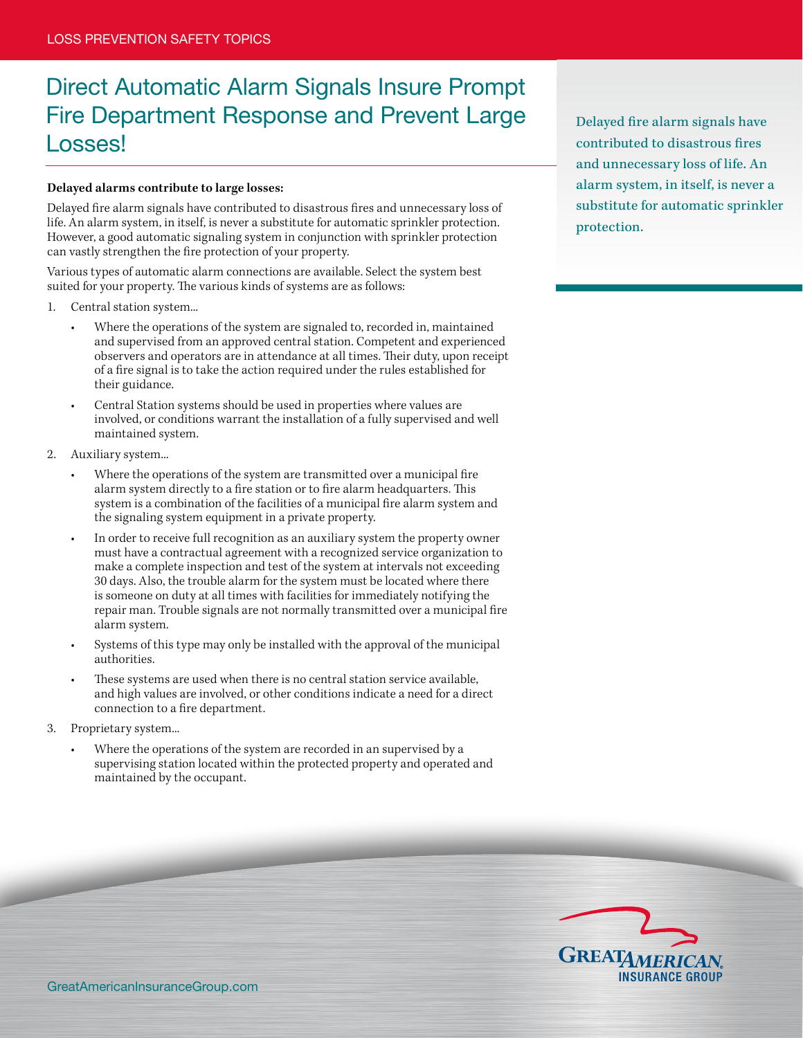LOSS PREVENTION SAFETY TOPICS

# Direct Automatic Alarm Signals Insure Prompt Fire Department Response and Prevent Large Losses!

**Delayed alarms contribute to large losses:**

Delayed fire alarm signals have contributed to disastrous fires and unnecessary loss of life. An alarm system, in itself, is never a substitute for automatic sprinkler protection. However, a good automatic signaling system in conjunction with sprinkler protection can vastly strengthen the fire protection of your property.

Various types of automatic alarm connections are available. Select the system best suited for your property. The various kinds of systems are as follows:

1. Central station system...
   - Where the operations of the system are signaled to, recorded in, maintained and supervised from an approved central station. Competent and experienced observers and operators are in attendance at all times. Their duty, upon receipt of a fire signal is to take the action required under the rules established for their guidance.
   - Central Station systems should be used in properties where values are involved, or conditions warrant the installation of a fully supervised and well maintained system.
2. Auxiliary system...
   - Where the operations of the system are transmitted over a municipal fire alarm system directly to a fire station or to fire alarm headquarters. This system is a combination of the facilities of a municipal fire alarm system and the signaling system equipment in a private property.
   - In order to receive full recognition as an auxiliary system the property owner must have a contractual agreement with a recognized service organization to make a complete inspection and test of the system at intervals not exceeding 30 days. Also, the trouble alarm for the system must be located where there is someone on duty at all times with facilities for immediately notifying the repair man. Trouble signals are not normally transmitted over a municipal fire alarm system.
   - Systems of this type may only be installed with the approval of the municipal authorities.
   - These systems are used when there is no central station service available, and high values are involved, or other conditions indicate a need for a direct connection to a fire department.
3. Proprietary system...
   - Where the operations of the system are recorded in an supervised by a supervising station located within the protected property and operated and maintained by the occupant.

Delayed fire alarm signals have contributed to disastrous fires and unnecessary loss of life. An alarm system, in itself, is never a substitute for automatic sprinkler protection.

GreatAmericanInsuranceGroup.com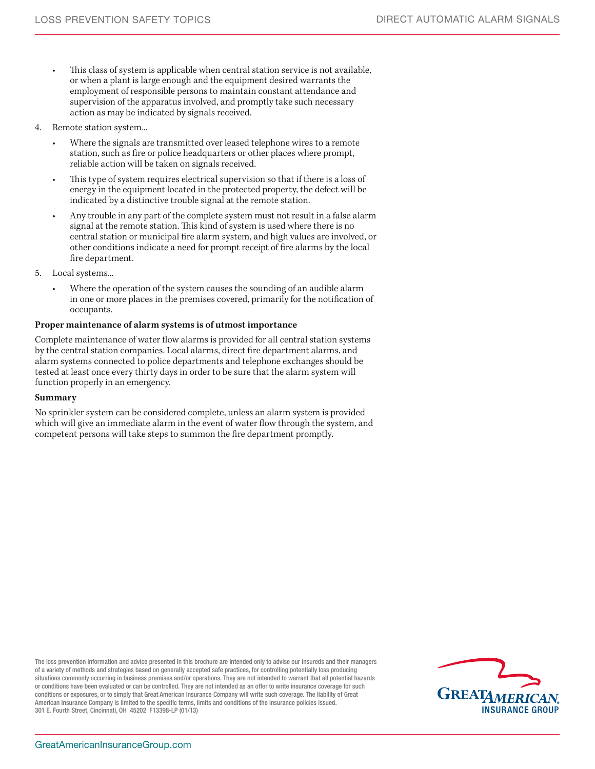- This class of system is applicable when central station service is not available, or when a plant is large enough and the equipment desired warrants the employment of responsible persons to maintain constant attendance and supervision of the apparatus involved, and promptly take such necessary action as may be indicated by signals received.

4. Remote station system...
   - Where the signals are transmitted over leased telephone wires to a remote station, such as fire or police headquarters or other places where prompt, reliable action will be taken on signals received.
   - This type of system requires electrical supervision so that if there is a loss of energy in the equipment located in the protected property, the defect will be indicated by a distinctive trouble signal at the remote station.
   - Any trouble in any part of the complete system must not result in a false alarm signal at the remote station. This kind of system is used where there is no central station or municipal fire alarm system, and high values are involved, or other conditions indicate a need for prompt receipt of fire alarms by the local fire department.
5. Local systems...
   - Where the operation of the system causes the sounding of an audible alarm in one or more places in the premises covered, primarily for the notification of occupants.

**Proper maintenance of alarm systems is of utmost importance**

Complete maintenance of water flow alarms is provided for all central station systems by the central station companies. Local alarms, direct fire department alarms, and alarm systems connected to police departments and telephone exchanges should be tested at least once every thirty days in order to be sure that the alarm system will function properly in an emergency.

**Summary**

No sprinkler system can be considered complete, unless an alarm system is provided which will give an immediate alarm in the event of water flow through the system, and competent persons will take steps to summon the fire department promptly.

The loss prevention information and advice presented in this brochure are intended only to advise our insureds and their managers of a variety of methods and strategies based on generally accepted safe practices, for controlling potentially loss producing situations commonly occurring in business premises and/or operations. They are not intended to warrant that all potential hazards or conditions have been evaluated or can be controlled. They are not intended as an offer to write insurance coverage for such conditions or exposures, or to simply that Great American Insurance Company will write such coverage. The liability of Great American Insurance Company is limited to the specific terms, limits and conditions of the insurance policies issued.
301 E. Fourth Street, Cincinnati, OH 45202 F13398-LP (01/13)

GREAT AMERICAN INSURANCE GROUP

GreatAmericanInsuranceGroup.com